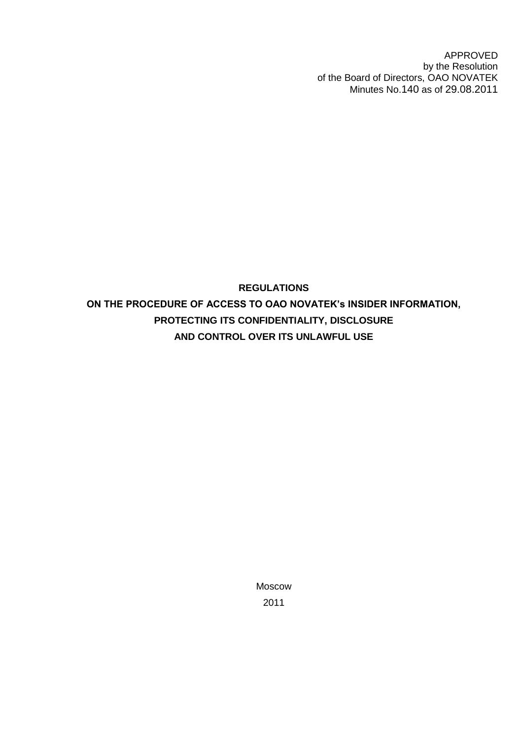APPROVED
by the Resolution
of the Board of Directors, OAO NOVATEK
Minutes No.140 as of 29.08.2011

# REGULATIONS
# ON THE PROCEDURE OF ACCESS TO OAO NOVATEK's INSIDER INFORMATION, PROTECTING ITS CONFIDENTIALITY, DISCLOSURE AND CONTROL OVER ITS UNLAWFUL USE

Moscow

2011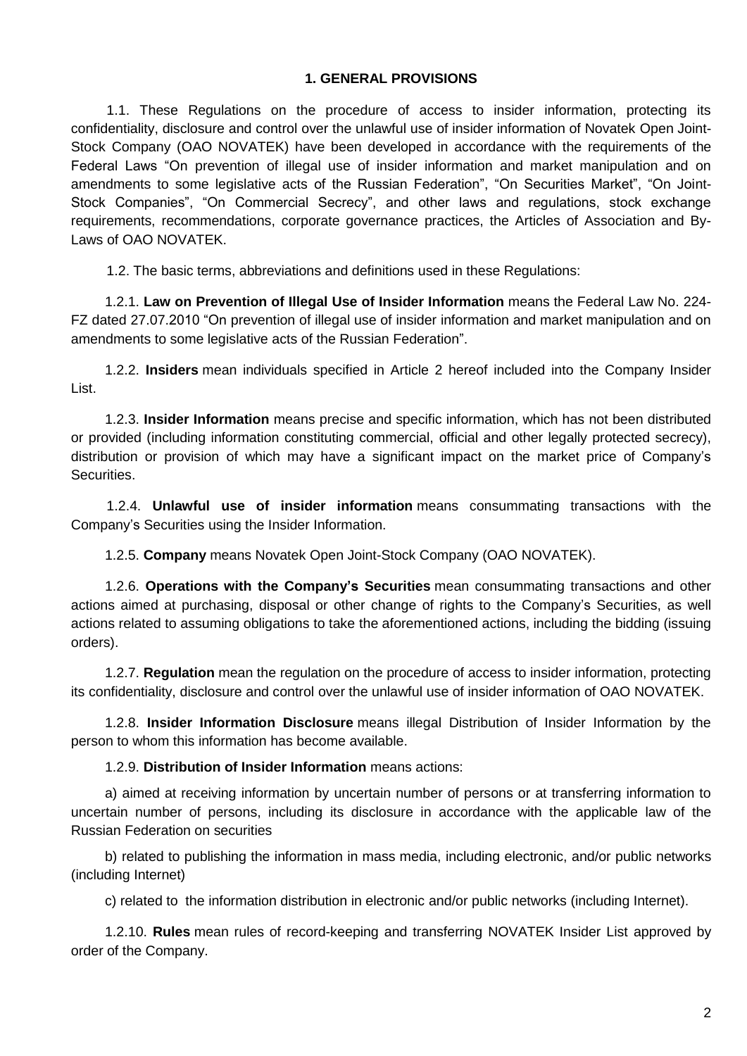## 1. GENERAL PROVISIONS

1.1. These Regulations on the procedure of access to insider information, protecting its confidentiality, disclosure and control over the unlawful use of insider information of Novatek Open Joint-Stock Company (OAO NOVATEK) have been developed in accordance with the requirements of the Federal Laws “On prevention of illegal use of insider information and market manipulation and on amendments to some legislative acts of the Russian Federation”, “On Securities Market”, “On Joint-Stock Companies”, “On Commercial Secrecy”, and other laws and regulations, stock exchange requirements, recommendations, corporate governance practices, the Articles of Association and By-Laws of OAO NOVATEK.

1.2. The basic terms, abbreviations and definitions used in these Regulations:

1.2.1. **Law on Prevention of Illegal Use of Insider Information** means the Federal Law No. 224-FZ dated 27.07.2010 “On prevention of illegal use of insider information and market manipulation and on amendments to some legislative acts of the Russian Federation”.

1.2.2. **Insiders** mean individuals specified in Article 2 hereof included into the Company Insider List.

1.2.3. **Insider Information** means precise and specific information, which has not been distributed or provided (including information constituting commercial, official and other legally protected secrecy), distribution or provision of which may have a significant impact on the market price of Company’s Securities.

1.2.4. **Unlawful use of insider information** means consummating transactions with the Company’s Securities using the Insider Information.

1.2.5. **Company** means Novatek Open Joint-Stock Company (OAO NOVATEK).

1.2.6. **Operations with the Company’s Securities** mean consummating transactions and other actions aimed at purchasing, disposal or other change of rights to the Company’s Securities, as well actions related to assuming obligations to take the aforementioned actions, including the bidding (issuing orders).

1.2.7. **Regulation** mean the regulation on the procedure of access to insider information, protecting its confidentiality, disclosure and control over the unlawful use of insider information of OAO NOVATEK.

1.2.8. **Insider Information Disclosure** means illegal Distribution of Insider Information by the person to whom this information has become available.

1.2.9. **Distribution of Insider Information** means actions:

a) aimed at receiving information by uncertain number of persons or at transferring information to uncertain number of persons, including its disclosure in accordance with the applicable law of the Russian Federation on securities

b) related to publishing the information in mass media, including electronic, and/or public networks (including Internet)

c) related to the information distribution in electronic and/or public networks (including Internet).

1.2.10. **Rules** mean rules of record-keeping and transferring NOVATEK Insider List approved by order of the Company.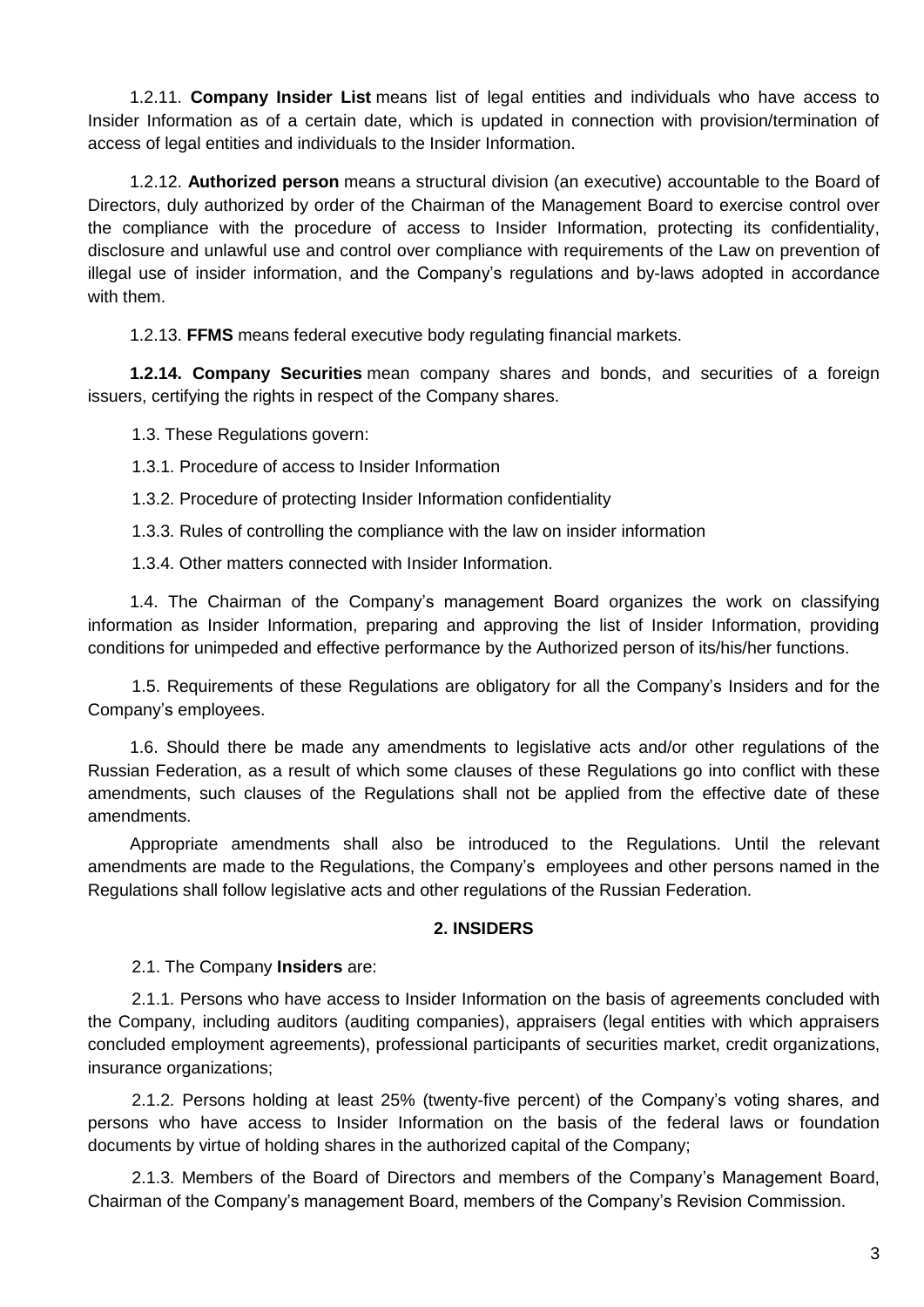1.2.11. **Company Insider List** means list of legal entities and individuals who have access to Insider Information as of a certain date, which is updated in connection with provision/termination of access of legal entities and individuals to the Insider Information.

1.2.12. **Authorized person** means a structural division (an executive) accountable to the Board of Directors, duly authorized by order of the Chairman of the Management Board to exercise control over the compliance with the procedure of access to Insider Information, protecting its confidentiality, disclosure and unlawful use and control over compliance with requirements of the Law on prevention of illegal use of insider information, and the Company's regulations and by-laws adopted in accordance with them.

1.2.13. **FFMS** means federal executive body regulating financial markets.

**1.2.14. Company Securities** mean company shares and bonds, and securities of a foreign issuers, certifying the rights in respect of the Company shares.

1.3. These Regulations govern:

1.3.1. Procedure of access to Insider Information

1.3.2. Procedure of protecting Insider Information confidentiality

1.3.3. Rules of controlling the compliance with the law on insider information

1.3.4. Other matters connected with Insider Information.

1.4. The Chairman of the Company's management Board organizes the work on classifying information as Insider Information, preparing and approving the list of Insider Information, providing conditions for unimpeded and effective performance by the Authorized person of its/his/her functions.

1.5. Requirements of these Regulations are obligatory for all the Company's Insiders and for the Company's employees.

1.6. Should there be made any amendments to legislative acts and/or other regulations of the Russian Federation, as a result of which some clauses of these Regulations go into conflict with these amendments, such clauses of the Regulations shall not be applied from the effective date of these amendments.

Appropriate amendments shall also be introduced to the Regulations. Until the relevant amendments are made to the Regulations, the Company's employees and other persons named in the Regulations shall follow legislative acts and other regulations of the Russian Federation.

## 2. INSIDERS

2.1. The Company **Insiders** are:

2.1.1. Persons who have access to Insider Information on the basis of agreements concluded with the Company, including auditors (auditing companies), appraisers (legal entities with which appraisers concluded employment agreements), professional participants of securities market, credit organizations, insurance organizations;

2.1.2. Persons holding at least 25% (twenty-five percent) of the Company's voting shares, and persons who have access to Insider Information on the basis of the federal laws or foundation documents by virtue of holding shares in the authorized capital of the Company;

2.1.3. Members of the Board of Directors and members of the Company's Management Board, Chairman of the Company's management Board, members of the Company's Revision Commission.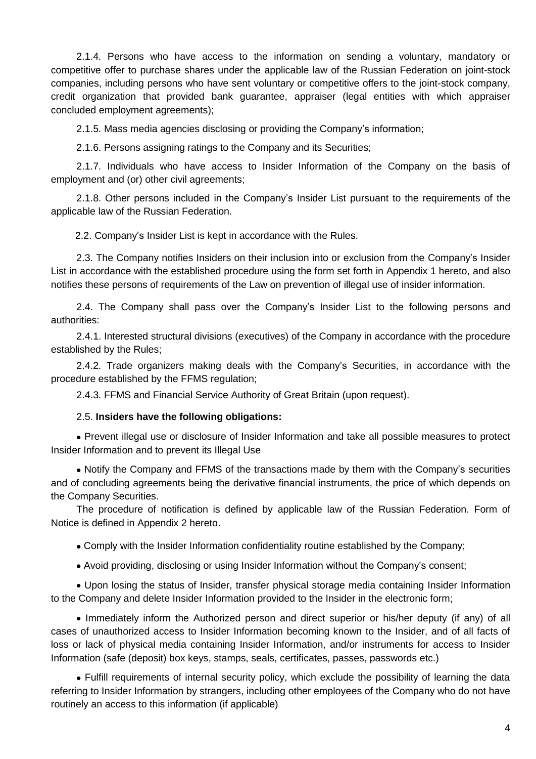2.1.4. Persons who have access to the information on sending a voluntary, mandatory or competitive offer to purchase shares under the applicable law of the Russian Federation on joint-stock companies, including persons who have sent voluntary or competitive offers to the joint-stock company, credit organization that provided bank guarantee, appraiser (legal entities with which appraiser concluded employment agreements);

2.1.5. Mass media agencies disclosing or providing the Company's information;

2.1.6. Persons assigning ratings to the Company and its Securities;

2.1.7. Individuals who have access to Insider Information of the Company on the basis of employment and (or) other civil agreements;

2.1.8. Other persons included in the Company's Insider List pursuant to the requirements of the applicable law of the Russian Federation.

2.2. Company's Insider List is kept in accordance with the Rules.

2.3. The Company notifies Insiders on their inclusion into or exclusion from the Company's Insider List in accordance with the established procedure using the form set forth in Appendix 1 hereto, and also notifies these persons of requirements of the Law on prevention of illegal use of insider information.

2.4. The Company shall pass over the Company's Insider List to the following persons and authorities:

2.4.1. Interested structural divisions (executives) of the Company in accordance with the procedure established by the Rules;

2.4.2. Trade organizers making deals with the Company's Securities, in accordance with the procedure established by the FFMS regulation;

2.4.3. FFMS and Financial Service Authority of Great Britain (upon request).

2.5. **Insiders have the following obligations:**

- Prevent illegal use or disclosure of Insider Information and take all possible measures to protect Insider Information and to prevent its Illegal Use
- Notify the Company and FFMS of the transactions made by them with the Company's securities and of concluding agreements being the derivative financial instruments, the price of which depends on the Company Securities.

  The procedure of notification is defined by applicable law of the Russian Federation. Form of Notice is defined in Appendix 2 hereto.
- Comply with the Insider Information confidentiality routine established by the Company;
- Avoid providing, disclosing or using Insider Information without the Company's consent;
- Upon losing the status of Insider, transfer physical storage media containing Insider Information to the Company and delete Insider Information provided to the Insider in the electronic form;
- Immediately inform the Authorized person and direct superior or his/her deputy (if any) of all cases of unauthorized access to Insider Information becoming known to the Insider, and of all facts of loss or lack of physical media containing Insider Information, and/or instruments for access to Insider Information (safe (deposit) box keys, stamps, seals, certificates, passes, passwords etc.)
- Fulfill requirements of internal security policy, which exclude the possibility of learning the data referring to Insider Information by strangers, including other employees of the Company who do not have routinely an access to this information (if applicable)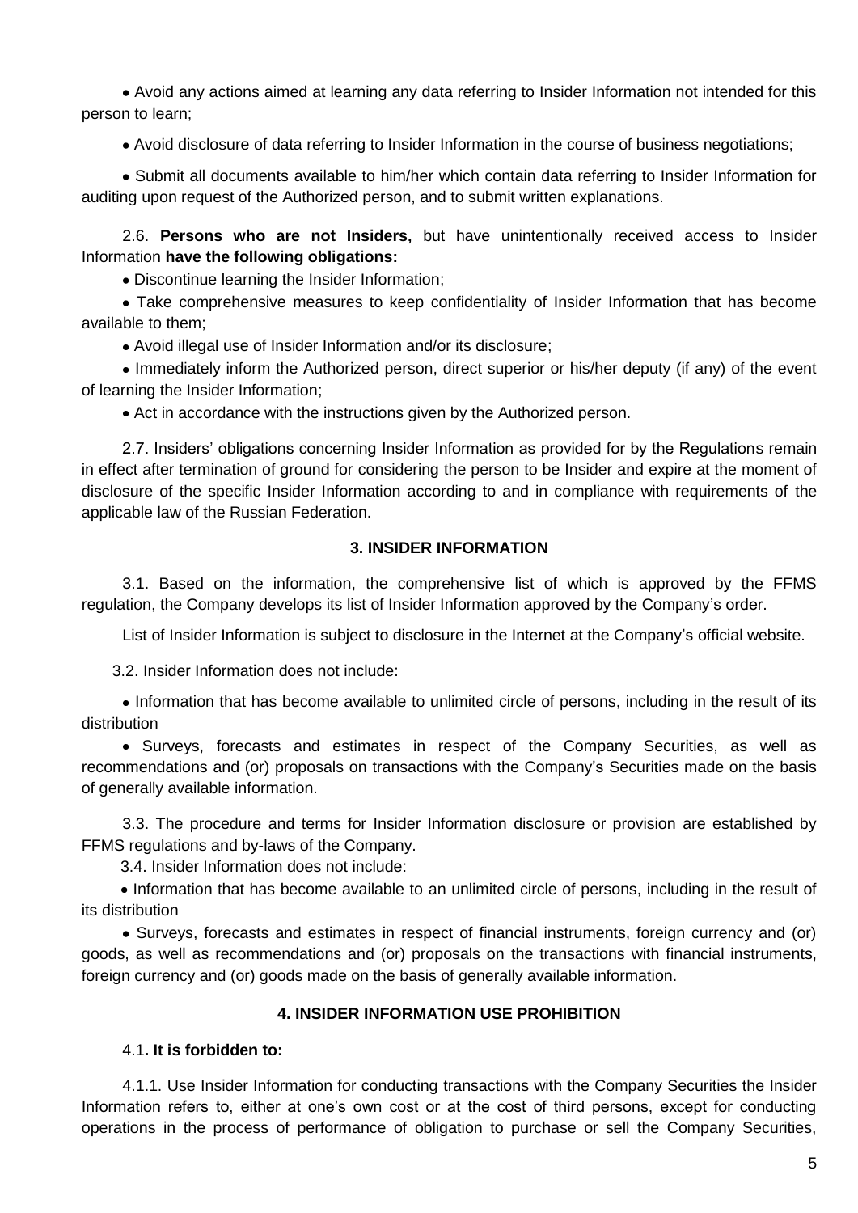- Avoid any actions aimed at learning any data referring to Insider Information not intended for this person to learn;
- Avoid disclosure of data referring to Insider Information in the course of business negotiations;
- Submit all documents available to him/her which contain data referring to Insider Information for auditing upon request of the Authorized person, and to submit written explanations.

2.6. **Persons who are not Insiders,** but have unintentionally received access to Insider Information **have the following obligations:**

- Discontinue learning the Insider Information;
- Take comprehensive measures to keep confidentiality of Insider Information that has become available to them;
- Avoid illegal use of Insider Information and/or its disclosure;
- Immediately inform the Authorized person, direct superior or his/her deputy (if any) of the event of learning the Insider Information;
- Act in accordance with the instructions given by the Authorized person.

2.7. Insiders' obligations concerning Insider Information as provided for by the Regulations remain in effect after termination of ground for considering the person to be Insider and expire at the moment of disclosure of the specific Insider Information according to and in compliance with requirements of the applicable law of the Russian Federation.

## 3. INSIDER INFORMATION

3.1. Based on the information, the comprehensive list of which is approved by the FFMS regulation, the Company develops its list of Insider Information approved by the Company's order.

List of Insider Information is subject to disclosure in the Internet at the Company's official website.

3.2. Insider Information does not include:

- Information that has become available to unlimited circle of persons, including in the result of its distribution
- Surveys, forecasts and estimates in respect of the Company Securities, as well as recommendations and (or) proposals on transactions with the Company's Securities made on the basis of generally available information.

3.3. The procedure and terms for Insider Information disclosure or provision are established by FFMS regulations and by-laws of the Company.

3.4. Insider Information does not include:

- Information that has become available to an unlimited circle of persons, including in the result of its distribution
- Surveys, forecasts and estimates in respect of financial instruments, foreign currency and (or) goods, as well as recommendations and (or) proposals on the transactions with financial instruments, foreign currency and (or) goods made on the basis of generally available information.

## 4. INSIDER INFORMATION USE PROHIBITION

4.1**. It is forbidden to:**

4.1.1. Use Insider Information for conducting transactions with the Company Securities the Insider Information refers to, either at one's own cost or at the cost of third persons, except for conducting operations in the process of performance of obligation to purchase or sell the Company Securities,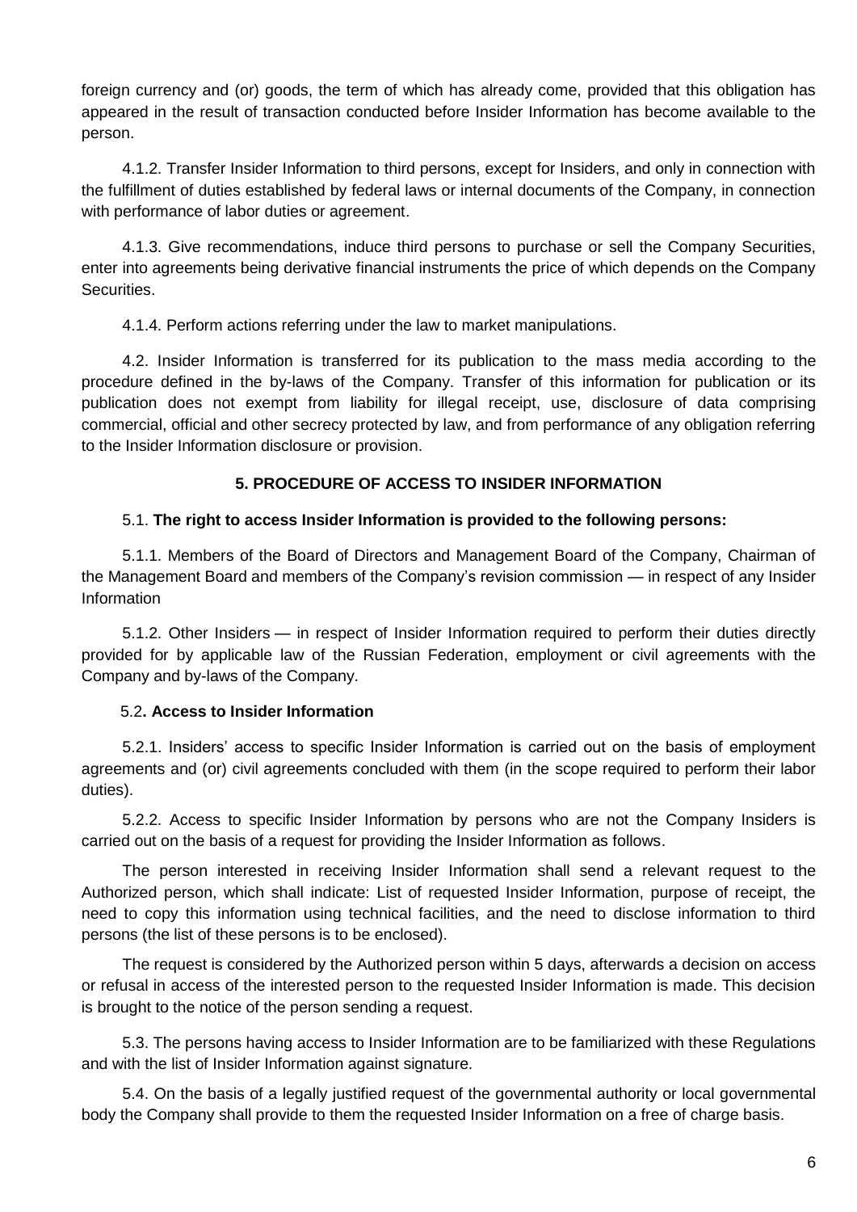foreign currency and (or) goods, the term of which has already come, provided that this obligation has appeared in the result of transaction conducted before Insider Information has become available to the person.

4.1.2. Transfer Insider Information to third persons, except for Insiders, and only in connection with the fulfillment of duties established by federal laws or internal documents of the Company, in connection with performance of labor duties or agreement.

4.1.3. Give recommendations, induce third persons to purchase or sell the Company Securities, enter into agreements being derivative financial instruments the price of which depends on the Company Securities.

4.1.4. Perform actions referring under the law to market manipulations.

4.2. Insider Information is transferred for its publication to the mass media according to the procedure defined in the by-laws of the Company. Transfer of this information for publication or its publication does not exempt from liability for illegal receipt, use, disclosure of data comprising commercial, official and other secrecy protected by law, and from performance of any obligation referring to the Insider Information disclosure or provision.

## 5. PROCEDURE OF ACCESS TO INSIDER INFORMATION

5.1. **The right to access Insider Information is provided to the following persons:**

5.1.1. Members of the Board of Directors and Management Board of the Company, Chairman of the Management Board and members of the Company's revision commission — in respect of any Insider Information

5.1.2. Other Insiders — in respect of Insider Information required to perform their duties directly provided for by applicable law of the Russian Federation, employment or civil agreements with the Company and by-laws of the Company.

5.2**. Access to Insider Information**

5.2.1. Insiders' access to specific Insider Information is carried out on the basis of employment agreements and (or) civil agreements concluded with them (in the scope required to perform their labor duties).

5.2.2. Access to specific Insider Information by persons who are not the Company Insiders is carried out on the basis of a request for providing the Insider Information as follows.

The person interested in receiving Insider Information shall send a relevant request to the Authorized person, which shall indicate: List of requested Insider Information, purpose of receipt, the need to copy this information using technical facilities, and the need to disclose information to third persons (the list of these persons is to be enclosed).

The request is considered by the Authorized person within 5 days, afterwards a decision on access or refusal in access of the interested person to the requested Insider Information is made. This decision is brought to the notice of the person sending a request.

5.3. The persons having access to Insider Information are to be familiarized with these Regulations and with the list of Insider Information against signature.

5.4. On the basis of a legally justified request of the governmental authority or local governmental body the Company shall provide to them the requested Insider Information on a free of charge basis.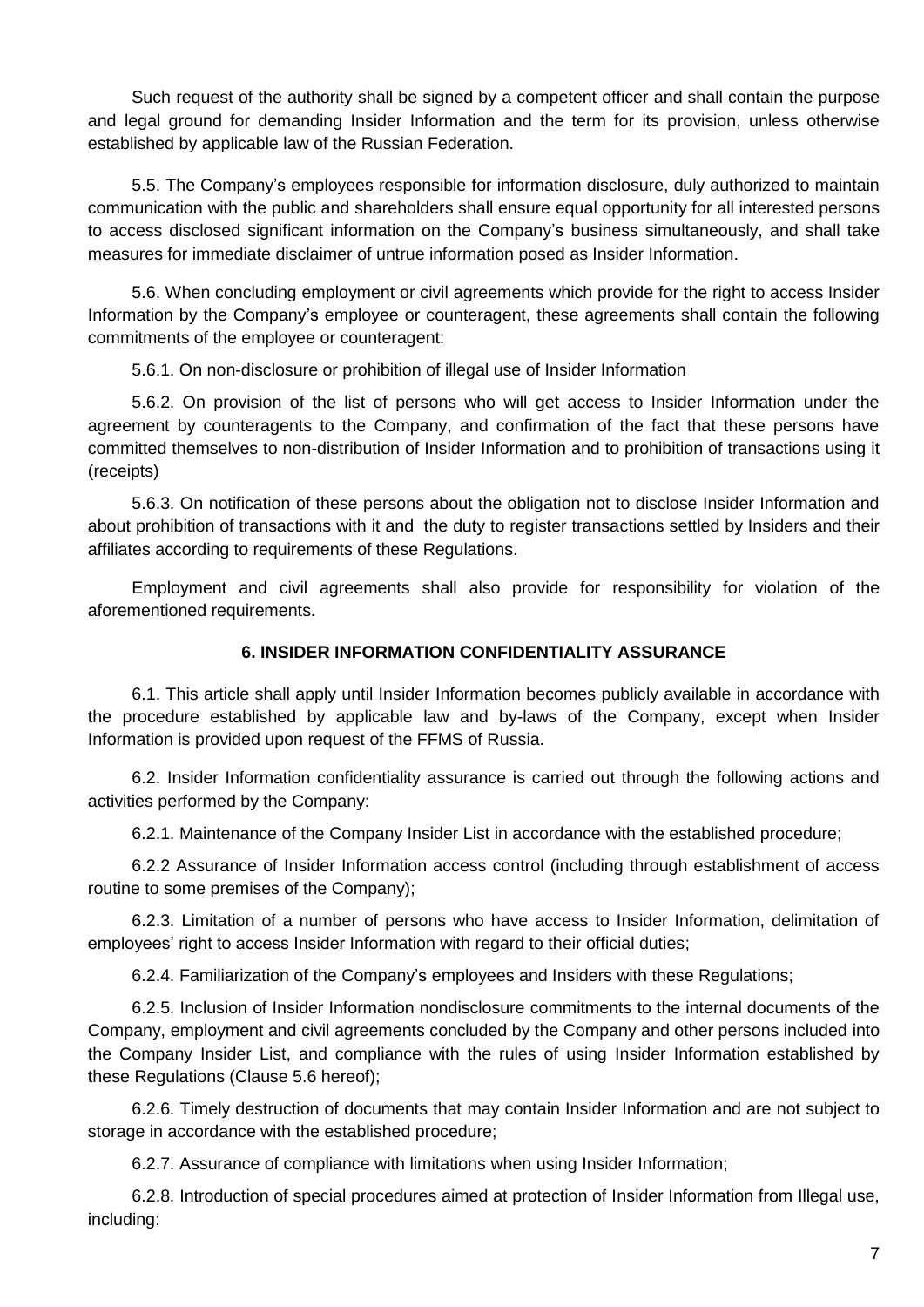Such request of the authority shall be signed by a competent officer and shall contain the purpose and legal ground for demanding Insider Information and the term for its provision, unless otherwise established by applicable law of the Russian Federation.

5.5. The Company's employees responsible for information disclosure, duly authorized to maintain communication with the public and shareholders shall ensure equal opportunity for all interested persons to access disclosed significant information on the Company's business simultaneously, and shall take measures for immediate disclaimer of untrue information posed as Insider Information.

5.6. When concluding employment or civil agreements which provide for the right to access Insider Information by the Company's employee or counteragent, these agreements shall contain the following commitments of the employee or counteragent:

5.6.1. On non-disclosure or prohibition of illegal use of Insider Information

5.6.2. On provision of the list of persons who will get access to Insider Information under the agreement by counteragents to the Company, and confirmation of the fact that these persons have committed themselves to non-distribution of Insider Information and to prohibition of transactions using it (receipts)

5.6.3. On notification of these persons about the obligation not to disclose Insider Information and about prohibition of transactions with it and the duty to register transactions settled by Insiders and their affiliates according to requirements of these Regulations.

Employment and civil agreements shall also provide for responsibility for violation of the aforementioned requirements.

## 6. INSIDER INFORMATION CONFIDENTIALITY ASSURANCE

6.1. This article shall apply until Insider Information becomes publicly available in accordance with the procedure established by applicable law and by-laws of the Company, except when Insider Information is provided upon request of the FFMS of Russia.

6.2. Insider Information confidentiality assurance is carried out through the following actions and activities performed by the Company:

6.2.1. Maintenance of the Company Insider List in accordance with the established procedure;

6.2.2 Assurance of Insider Information access control (including through establishment of access routine to some premises of the Company);

6.2.3. Limitation of a number of persons who have access to Insider Information, delimitation of employees' right to access Insider Information with regard to their official duties;

6.2.4. Familiarization of the Company's employees and Insiders with these Regulations;

6.2.5. Inclusion of Insider Information nondisclosure commitments to the internal documents of the Company, employment and civil agreements concluded by the Company and other persons included into the Company Insider List, and compliance with the rules of using Insider Information established by these Regulations (Clause 5.6 hereof);

6.2.6. Timely destruction of documents that may contain Insider Information and are not subject to storage in accordance with the established procedure;

6.2.7. Assurance of compliance with limitations when using Insider Information;

6.2.8. Introduction of special procedures aimed at protection of Insider Information from Illegal use, including: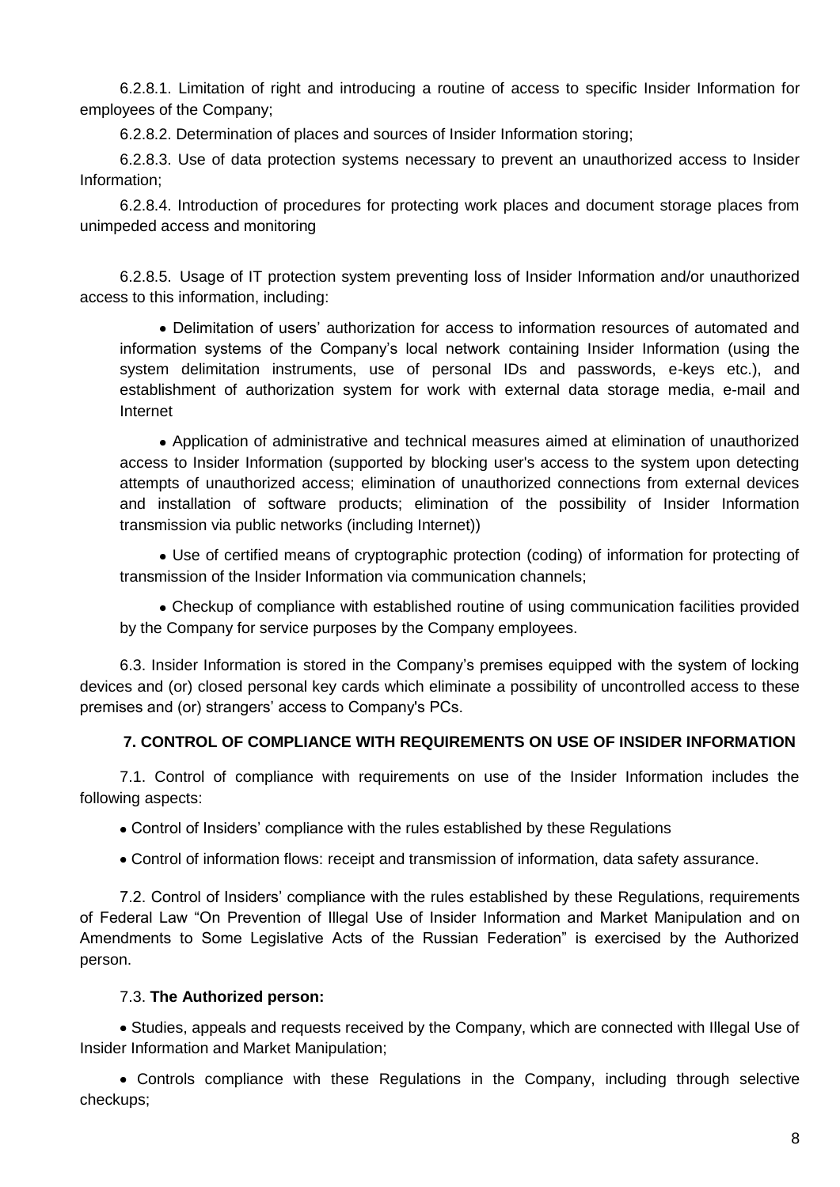6.2.8.1. Limitation of right and introducing a routine of access to specific Insider Information for employees of the Company;

6.2.8.2. Determination of places and sources of Insider Information storing;

6.2.8.3. Use of data protection systems necessary to prevent an unauthorized access to Insider Information;

6.2.8.4. Introduction of procedures for protecting work places and document storage places from unimpeded access and monitoring

6.2.8.5. Usage of IT protection system preventing loss of Insider Information and/or unauthorized access to this information, including:

- Delimitation of users' authorization for access to information resources of automated and information systems of the Company's local network containing Insider Information (using the system delimitation instruments, use of personal IDs and passwords, e-keys etc.), and establishment of authorization system for work with external data storage media, e-mail and Internet
- Application of administrative and technical measures aimed at elimination of unauthorized access to Insider Information (supported by blocking user's access to the system upon detecting attempts of unauthorized access; elimination of unauthorized connections from external devices and installation of software products; elimination of the possibility of Insider Information transmission via public networks (including Internet))
- Use of certified means of cryptographic protection (coding) of information for protecting of transmission of the Insider Information via communication channels;
- Checkup of compliance with established routine of using communication facilities provided by the Company for service purposes by the Company employees.

6.3. Insider Information is stored in the Company's premises equipped with the system of locking devices and (or) closed personal key cards which eliminate a possibility of uncontrolled access to these premises and (or) strangers' access to Company's PCs.

## 7. CONTROL OF COMPLIANCE WITH REQUIREMENTS ON USE OF INSIDER INFORMATION

7.1. Control of compliance with requirements on use of the Insider Information includes the following aspects:

- Control of Insiders' compliance with the rules established by these Regulations
- Control of information flows: receipt and transmission of information, data safety assurance.

7.2. Control of Insiders' compliance with the rules established by these Regulations, requirements of Federal Law "On Prevention of Illegal Use of Insider Information and Market Manipulation and on Amendments to Some Legislative Acts of the Russian Federation" is exercised by the Authorized person.

7.3. **The Authorized person:**

- Studies, appeals and requests received by the Company, which are connected with Illegal Use of Insider Information and Market Manipulation;
- Controls compliance with these Regulations in the Company, including through selective checkups;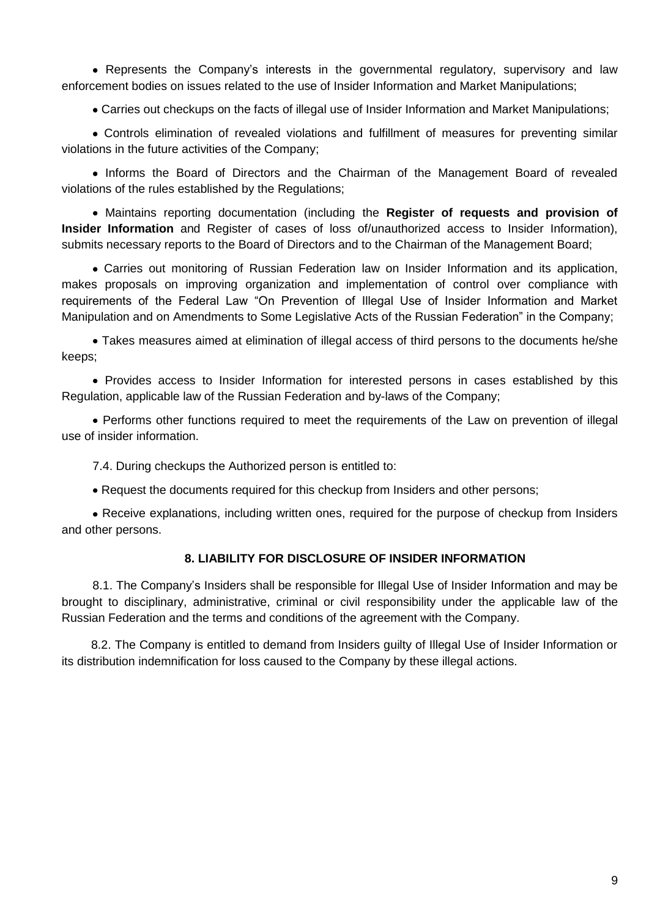- Represents the Company's interests in the governmental regulatory, supervisory and law enforcement bodies on issues related to the use of Insider Information and Market Manipulations;

- Carries out checkups on the facts of illegal use of Insider Information and Market Manipulations;

- Controls elimination of revealed violations and fulfillment of measures for preventing similar violations in the future activities of the Company;

- Informs the Board of Directors and the Chairman of the Management Board of revealed violations of the rules established by the Regulations;

- Maintains reporting documentation (including the **Register of requests and provision of Insider Information** and Register of cases of loss of/unauthorized access to Insider Information), submits necessary reports to the Board of Directors and to the Chairman of the Management Board;

- Carries out monitoring of Russian Federation law on Insider Information and its application, makes proposals on improving organization and implementation of control over compliance with requirements of the Federal Law "On Prevention of Illegal Use of Insider Information and Market Manipulation and on Amendments to Some Legislative Acts of the Russian Federation" in the Company;

- Takes measures aimed at elimination of illegal access of third persons to the documents he/she keeps;

- Provides access to Insider Information for interested persons in cases established by this Regulation, applicable law of the Russian Federation and by-laws of the Company;

- Performs other functions required to meet the requirements of the Law on prevention of illegal use of insider information.

7.4. During checkups the Authorized person is entitled to:

- Request the documents required for this checkup from Insiders and other persons;

- Receive explanations, including written ones, required for the purpose of checkup from Insiders and other persons.

## 8. LIABILITY FOR DISCLOSURE OF INSIDER INFORMATION

8.1. The Company's Insiders shall be responsible for Illegal Use of Insider Information and may be brought to disciplinary, administrative, criminal or civil responsibility under the applicable law of the Russian Federation and the terms and conditions of the agreement with the Company.

8.2. The Company is entitled to demand from Insiders guilty of Illegal Use of Insider Information or its distribution indemnification for loss caused to the Company by these illegal actions.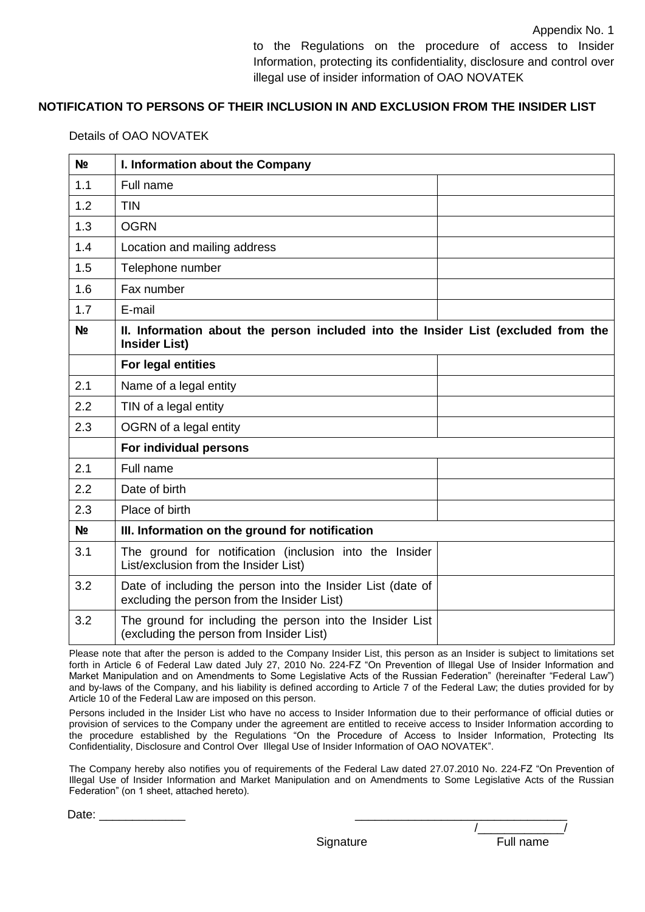Appendix No. 1

to the Regulations on the procedure of access to Insider Information, protecting its confidentiality, disclosure and control over illegal use of insider information of OAO NOVATEK

**NOTIFICATION TO PERSONS OF THEIR INCLUSION IN AND EXCLUSION FROM THE INSIDER LIST**

Details of OAO NOVATEK

| № | I. Information about the Company | |
|---|---|---|
| 1.1 | Full name | |
| 1.2 | TIN | |
| 1.3 | OGRN | |
| 1.4 | Location and mailing address | |
| 1.5 | Telephone number | |
| 1.6 | Fax number | |
| 1.7 | E-mail | |
| **№** | **II. Information about the person included into the Insider List (excluded from the Insider List)** | |
| | **For legal entities** | |
| 2.1 | Name of a legal entity | |
| 2.2 | TIN of a legal entity | |
| 2.3 | OGRN of a legal entity | |
| | **For individual persons** | |
| 2.1 | Full name | |
| 2.2 | Date of birth | |
| 2.3 | Place of birth | |
| **№** | **III. Information on the ground for notification** | |
| 3.1 | The ground for notification (inclusion into the Insider List/exclusion from the Insider List) | |
| 3.2 | Date of including the person into the Insider List (date of excluding the person from the Insider List) | |
| 3.2 | The ground for including the person into the Insider List (excluding the person from Insider List) | |

Please note that after the person is added to the Company Insider List, this person as an Insider is subject to limitations set forth in Article 6 of Federal Law dated July 27, 2010 No. 224-FZ "On Prevention of Illegal Use of Insider Information and Market Manipulation and on Amendments to Some Legislative Acts of the Russian Federation" (hereinafter "Federal Law") and by-laws of the Company, and his liability is defined according to Article 7 of the Federal Law; the duties provided for by Article 10 of the Federal Law are imposed on this person.

Persons included in the Insider List who have no access to Insider Information due to their performance of official duties or provision of services to the Company under the agreement are entitled to receive access to Insider Information according to the procedure established by the Regulations "On the Procedure of Access to Insider Information, Protecting Its Confidentiality, Disclosure and Control Over Illegal Use of Insider Information of OAO NOVATEK".

The Company hereby also notifies you of requirements of the Federal Law dated 27.07.2010 No. 224-FZ "On Prevention of Illegal Use of Insider Information and Market Manipulation and on Amendments to Some Legislative Acts of the Russian Federation" (on 1 sheet, attached hereto).

Date: _____________ ________________________________ /_____________/

Signature Full name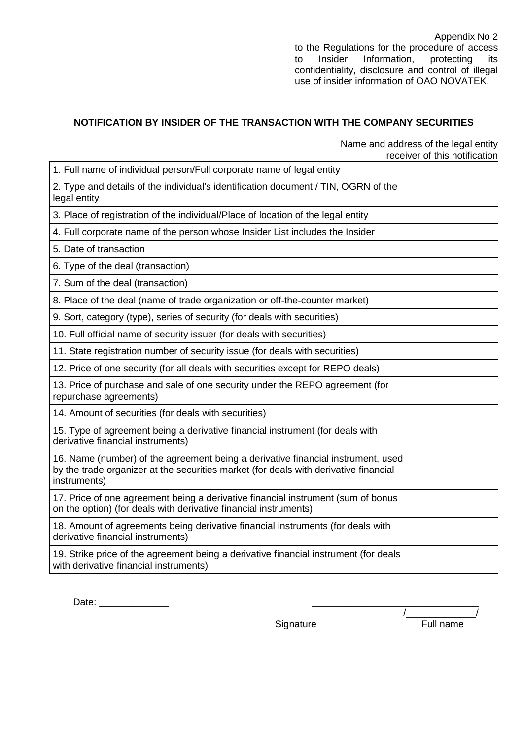Appendix No 2
to the Regulations for the procedure of access to Insider Information, protecting its confidentiality, disclosure and control of illegal use of insider information of OAO NOVATEK.

## NOTIFICATION BY INSIDER OF THE TRANSACTION WITH THE COMPANY SECURITIES

Name and address of the legal entity receiver of this notification

| | |
|---|---|
| 1. Full name of individual person/Full corporate name of legal entity | |
| 2. Type and details of the individual's identification document / TIN, OGRN of the legal entity | |
| 3. Place of registration of the individual/Place of location of the legal entity | |
| 4. Full corporate name of the person whose Insider List includes the Insider | |
| 5. Date of transaction | |
| 6. Type of the deal (transaction) | |
| 7. Sum of the deal (transaction) | |
| 8. Place of the deal (name of trade organization or off-the-counter market) | |
| 9. Sort, category (type), series of security (for deals with securities) | |
| 10. Full official name of security issuer (for deals with securities) | |
| 11. State registration number of security issue (for deals with securities) | |
| 12. Price of one security (for all deals with securities except for REPO deals) | |
| 13. Price of purchase and sale of one security under the REPO agreement (for repurchase agreements) | |
| 14. Amount of securities (for deals with securities) | |
| 15. Type of agreement being a derivative financial instrument (for deals with derivative financial instruments) | |
| 16. Name (number) of the agreement being a derivative financial instrument, used by the trade organizer at the securities market (for deals with derivative financial instruments) | |
| 17. Price of one agreement being a derivative financial instrument (sum of bonus on the option) (for deals with derivative financial instruments) | |
| 18. Amount of agreements being derivative financial instruments (for deals with derivative financial instruments) | |
| 19. Strike price of the agreement being a derivative financial instrument (for deals with derivative financial instruments) | |

Date: _____________

_______________________________ /_____________/

Signature Full name